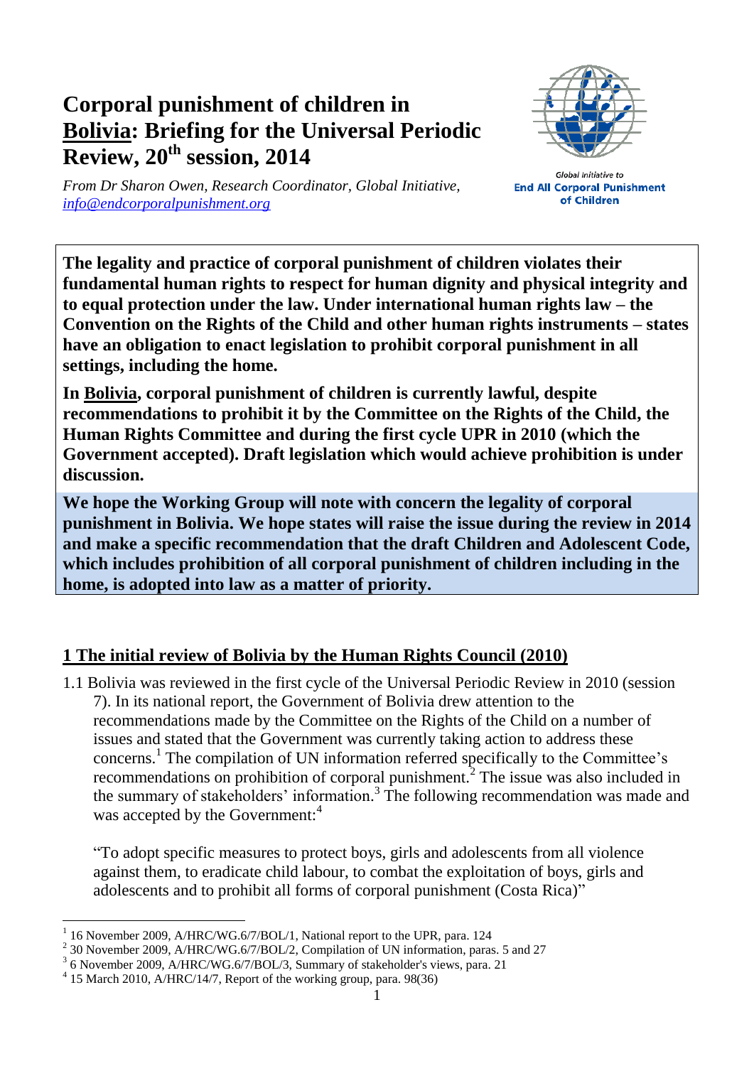# Corporal punishment of children in Bolivia: Briefing for the Universal Periodic Review, 20th session, 2014

*From Dr Sharon Owen, Research Coordinator, Global Initiative, info@endcorporalpunishment.org*

Global Initiative to
**End All Corporal Punishment of Children**

**The legality and practice of corporal punishment of children violates their fundamental human rights to respect for human dignity and physical integrity and to equal protection under the law. Under international human rights law – the Convention on the Rights of the Child and other human rights instruments – states have an obligation to enact legislation to prohibit corporal punishment in all settings, including the home.**

**In Bolivia, corporal punishment of children is currently lawful, despite recommendations to prohibit it by the Committee on the Rights of the Child, the Human Rights Committee and during the first cycle UPR in 2010 (which the Government accepted). Draft legislation which would achieve prohibition is under discussion.**

**We hope the Working Group will note with concern the legality of corporal punishment in Bolivia. We hope states will raise the issue during the review in 2014 and make a specific recommendation that the draft Children and Adolescent Code, which includes prohibition of all corporal punishment of children including in the home, is adopted into law as a matter of priority.**

## 1 The initial review of Bolivia by the Human Rights Council (2010)

1.1 Bolivia was reviewed in the first cycle of the Universal Periodic Review in 2010 (session 7). In its national report, the Government of Bolivia drew attention to the recommendations made by the Committee on the Rights of the Child on a number of issues and stated that the Government was currently taking action to address these concerns.[1] The compilation of UN information referred specifically to the Committee's recommendations on prohibition of corporal punishment.[2] The issue was also included in the summary of stakeholders' information.[3] The following recommendation was made and was accepted by the Government:[4]

"To adopt specific measures to protect boys, girls and adolescents from all violence against them, to eradicate child labour, to combat the exploitation of boys, girls and adolescents and to prohibit all forms of corporal punishment (Costa Rica)"

---

[1] 16 November 2009, A/HRC/WG.6/7/BOL/1, National report to the UPR, para. 124

[2] 30 November 2009, A/HRC/WG.6/7/BOL/2, Compilation of UN information, paras. 5 and 27

[3] 6 November 2009, A/HRC/WG.6/7/BOL/3, Summary of stakeholder's views, para. 21

[4] 15 March 2010, A/HRC/14/7, Report of the working group, para. 98(36)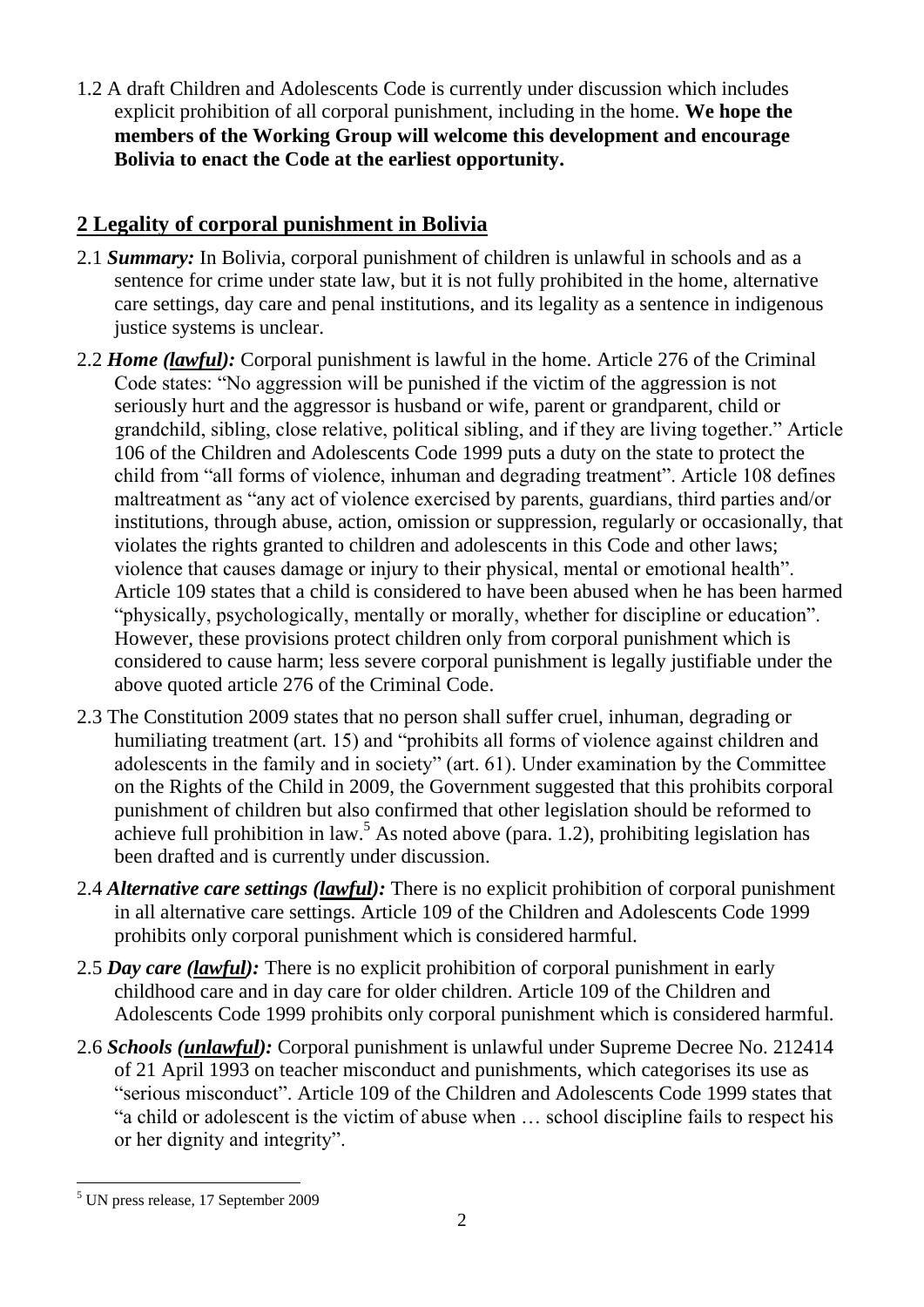1.2 A draft Children and Adolescents Code is currently under discussion which includes explicit prohibition of all corporal punishment, including in the home. **We hope the members of the Working Group will welcome this development and encourage Bolivia to enact the Code at the earliest opportunity.**

## 2 Legality of corporal punishment in Bolivia

2.1 ***Summary:*** In Bolivia, corporal punishment of children is unlawful in schools and as a sentence for crime under state law, but it is not fully prohibited in the home, alternative care settings, day care and penal institutions, and its legality as a sentence in indigenous justice systems is unclear.

2.2 ***Home (lawful):*** Corporal punishment is lawful in the home. Article 276 of the Criminal Code states: "No aggression will be punished if the victim of the aggression is not seriously hurt and the aggressor is husband or wife, parent or grandparent, child or grandchild, sibling, close relative, political sibling, and if they are living together." Article 106 of the Children and Adolescents Code 1999 puts a duty on the state to protect the child from "all forms of violence, inhuman and degrading treatment". Article 108 defines maltreatment as "any act of violence exercised by parents, guardians, third parties and/or institutions, through abuse, action, omission or suppression, regularly or occasionally, that violates the rights granted to children and adolescents in this Code and other laws; violence that causes damage or injury to their physical, mental or emotional health". Article 109 states that a child is considered to have been abused when he has been harmed "physically, psychologically, mentally or morally, whether for discipline or education". However, these provisions protect children only from corporal punishment which is considered to cause harm; less severe corporal punishment is legally justifiable under the above quoted article 276 of the Criminal Code.

2.3 The Constitution 2009 states that no person shall suffer cruel, inhuman, degrading or humiliating treatment (art. 15) and "prohibits all forms of violence against children and adolescents in the family and in society" (art. 61). Under examination by the Committee on the Rights of the Child in 2009, the Government suggested that this prohibits corporal punishment of children but also confirmed that other legislation should be reformed to achieve full prohibition in law.[5] As noted above (para. 1.2), prohibiting legislation has been drafted and is currently under discussion.

2.4 ***Alternative care settings (lawful):*** There is no explicit prohibition of corporal punishment in all alternative care settings. Article 109 of the Children and Adolescents Code 1999 prohibits only corporal punishment which is considered harmful.

2.5 ***Day care (lawful):*** There is no explicit prohibition of corporal punishment in early childhood care and in day care for older children. Article 109 of the Children and Adolescents Code 1999 prohibits only corporal punishment which is considered harmful.

2.6 ***Schools (unlawful):*** Corporal punishment is unlawful under Supreme Decree No. 212414 of 21 April 1993 on teacher misconduct and punishments, which categorises its use as "serious misconduct". Article 109 of the Children and Adolescents Code 1999 states that "a child or adolescent is the victim of abuse when … school discipline fails to respect his or her dignity and integrity".

---

[5] UN press release, 17 September 2009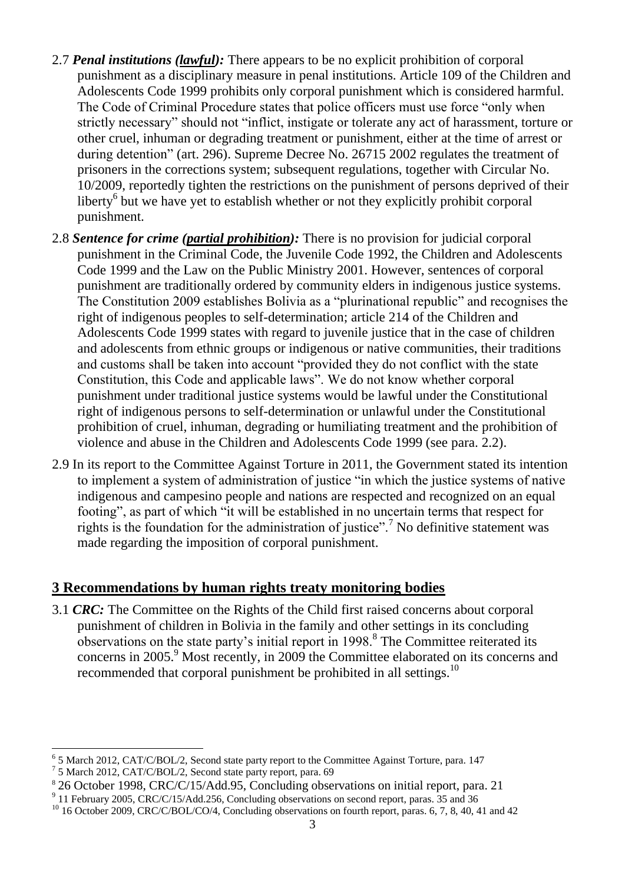2.7 ***Penal institutions (lawful):*** There appears to be no explicit prohibition of corporal punishment as a disciplinary measure in penal institutions. Article 109 of the Children and Adolescents Code 1999 prohibits only corporal punishment which is considered harmful. The Code of Criminal Procedure states that police officers must use force "only when strictly necessary" should not "inflict, instigate or tolerate any act of harassment, torture or other cruel, inhuman or degrading treatment or punishment, either at the time of arrest or during detention" (art. 296). Supreme Decree No. 26715 2002 regulates the treatment of prisoners in the corrections system; subsequent regulations, together with Circular No. 10/2009, reportedly tighten the restrictions on the punishment of persons deprived of their liberty[6] but we have yet to establish whether or not they explicitly prohibit corporal punishment.

2.8 ***Sentence for crime (partial prohibition):*** There is no provision for judicial corporal punishment in the Criminal Code, the Juvenile Code 1992, the Children and Adolescents Code 1999 and the Law on the Public Ministry 2001. However, sentences of corporal punishment are traditionally ordered by community elders in indigenous justice systems. The Constitution 2009 establishes Bolivia as a "plurinational republic" and recognises the right of indigenous peoples to self-determination; article 214 of the Children and Adolescents Code 1999 states with regard to juvenile justice that in the case of children and adolescents from ethnic groups or indigenous or native communities, their traditions and customs shall be taken into account "provided they do not conflict with the state Constitution, this Code and applicable laws". We do not know whether corporal punishment under traditional justice systems would be lawful under the Constitutional right of indigenous persons to self-determination or unlawful under the Constitutional prohibition of cruel, inhuman, degrading or humiliating treatment and the prohibition of violence and abuse in the Children and Adolescents Code 1999 (see para. 2.2).

2.9 In its report to the Committee Against Torture in 2011, the Government stated its intention to implement a system of administration of justice "in which the justice systems of native indigenous and campesino people and nations are respected and recognized on an equal footing", as part of which "it will be established in no uncertain terms that respect for rights is the foundation for the administration of justice".[7] No definitive statement was made regarding the imposition of corporal punishment.

## 3 Recommendations by human rights treaty monitoring bodies

3.1 ***CRC:*** The Committee on the Rights of the Child first raised concerns about corporal punishment of children in Bolivia in the family and other settings in its concluding observations on the state party's initial report in 1998.[8] The Committee reiterated its concerns in 2005.[9] Most recently, in 2009 the Committee elaborated on its concerns and recommended that corporal punishment be prohibited in all settings.[10]

---

[6] 5 March 2012, CAT/C/BOL/2, Second state party report to the Committee Against Torture, para. 147

[7] 5 March 2012, CAT/C/BOL/2, Second state party report, para. 69

[8] 26 October 1998, CRC/C/15/Add.95, Concluding observations on initial report, para. 21

[9] 11 February 2005, CRC/C/15/Add.256, Concluding observations on second report, paras. 35 and 36

[10] 16 October 2009, CRC/C/BOL/CO/4, Concluding observations on fourth report, paras. 6, 7, 8, 40, 41 and 42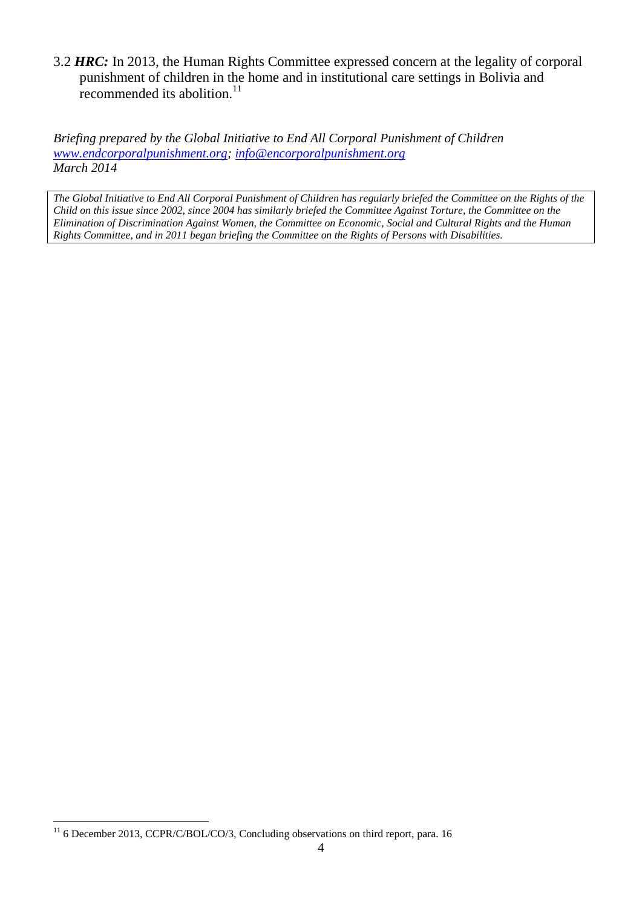3.2 ***HRC:*** In 2013, the Human Rights Committee expressed concern at the legality of corporal punishment of children in the home and in institutional care settings in Bolivia and recommended its abolition.[11]

*Briefing prepared by the Global Initiative to End All Corporal Punishment of Children*
*www.endcorporalpunishment.org; info@encorporalpunishment.org*
*March 2014*

*The Global Initiative to End All Corporal Punishment of Children has regularly briefed the Committee on the Rights of the Child on this issue since 2002, since 2004 has similarly briefed the Committee Against Torture, the Committee on the Elimination of Discrimination Against Women, the Committee on Economic, Social and Cultural Rights and the Human Rights Committee, and in 2011 began briefing the Committee on the Rights of Persons with Disabilities.*

---

[11] 6 December 2013, CCPR/C/BOL/CO/3, Concluding observations on third report, para. 16